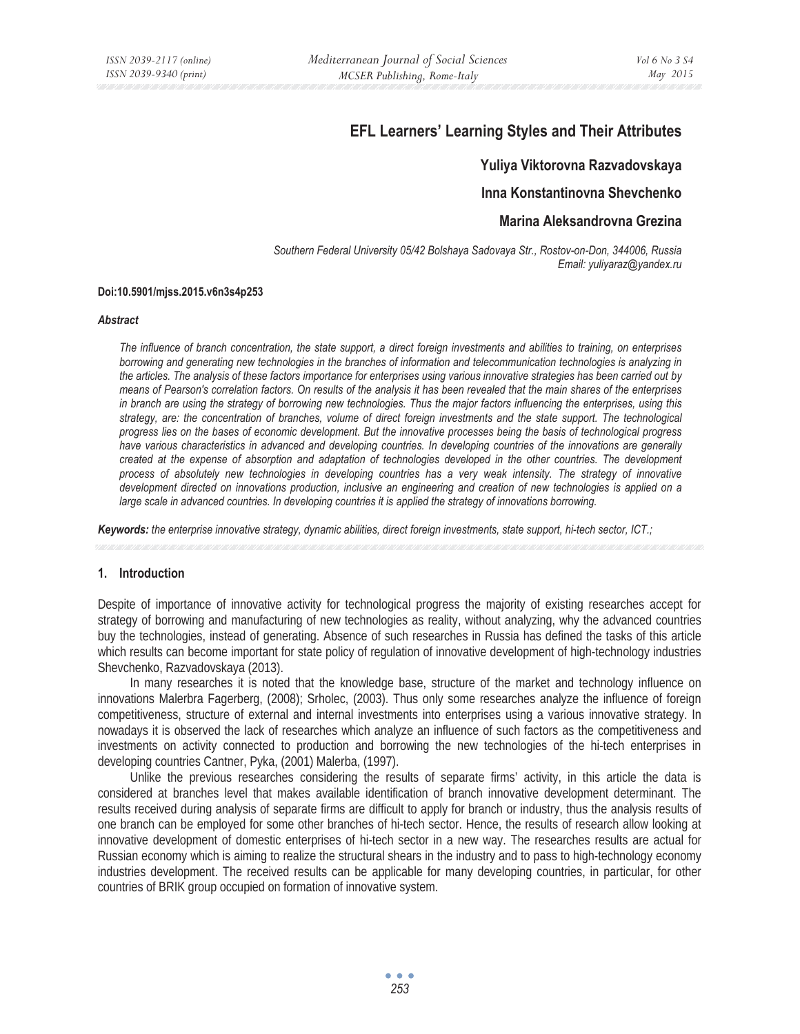# EFL Learners' Learning Styles and Their Attributes

**Yuliya Viktorovna Razvadovskaya**

**Inna Konstantinovna Shevchenko**

**Marina Aleksandrovna Grezina**

*Southern Federal University 05/42 Bolshaya Sadovaya Str., Rostov-on-Don, 344006, Russia*
*Email: yuliyaraz@yandex.ru*

**Doi:10.5901/mjss.2015.v6n3s4p253**

***Abstract***

*The influence of branch concentration, the state support, a direct foreign investments and abilities to training, on enterprises borrowing and generating new technologies in the branches of information and telecommunication technologies is analyzing in the articles. The analysis of these factors importance for enterprises using various innovative strategies has been carried out by means of Pearson's correlation factors. On results of the analysis it has been revealed that the main shares of the enterprises in branch are using the strategy of borrowing new technologies. Thus the major factors influencing the enterprises, using this strategy, are: the concentration of branches, volume of direct foreign investments and the state support. The technological progress lies on the bases of economic development. But the innovative processes being the basis of technological progress have various characteristics in advanced and developing countries. In developing countries of the innovations are generally created at the expense of absorption and adaptation of technologies developed in the other countries. The development process of absolutely new technologies in developing countries has a very weak intensity. The strategy of innovative development directed on innovations production, inclusive an engineering and creation of new technologies is applied on a large scale in advanced countries. In developing countries it is applied the strategy of innovations borrowing.*

***Keywords:*** *the enterprise innovative strategy, dynamic abilities, direct foreign investments, state support, hi-tech sector, ICT.;*

## 1. Introduction

Despite of importance of innovative activity for technological progress the majority of existing researches accept for strategy of borrowing and manufacturing of new technologies as reality, without analyzing, why the advanced countries buy the technologies, instead of generating. Absence of such researches in Russia has defined the tasks of this article which results can become important for state policy of regulation of innovative development of high-technology industries Shevchenko, Razvadovskaya (2013).

In many researches it is noted that the knowledge base, structure of the market and technology influence on innovations Malerbra Fagerberg, (2008); Srholec, (2003). Thus only some researches analyze the influence of foreign competitiveness, structure of external and internal investments into enterprises using a various innovative strategy. In nowadays it is observed the lack of researches which analyze an influence of such factors as the competitiveness and investments on activity connected to production and borrowing the new technologies of the hi-tech enterprises in developing countries Cantner, Pyka, (2001) Malerba, (1997).

Unlike the previous researches considering the results of separate firms' activity, in this article the data is considered at branches level that makes available identification of branch innovative development determinant. The results received during analysis of separate firms are difficult to apply for branch or industry, thus the analysis results of one branch can be employed for some other branches of hi-tech sector. Hence, the results of research allow looking at innovative development of domestic enterprises of hi-tech sector in a new way. The researches results are actual for Russian economy which is aiming to realize the structural shears in the industry and to pass to high-technology economy industries development. The received results can be applicable for many developing countries, in particular, for other countries of BRIK group occupied on formation of innovative system.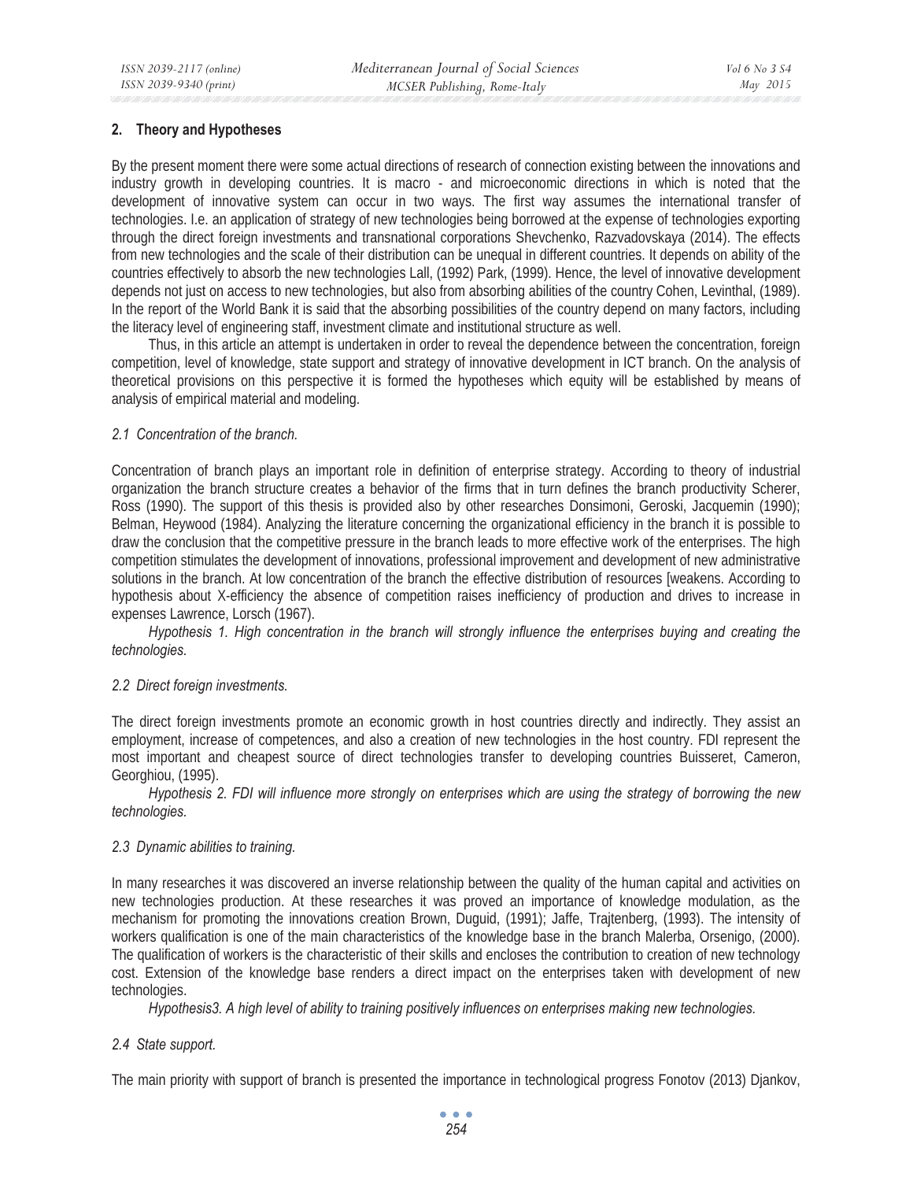## 2. Theory and Hypotheses

By the present moment there were some actual directions of research of connection existing between the innovations and industry growth in developing countries. It is macro - and microeconomic directions in which is noted that the development of innovative system can occur in two ways. The first way assumes the international transfer of technologies. I.e. an application of strategy of new technologies being borrowed at the expense of technologies exporting through the direct foreign investments and transnational corporations Shevchenko, Razvadovskaya (2014). The effects from new technologies and the scale of their distribution can be unequal in different countries. It depends on ability of the countries effectively to absorb the new technologies Lall, (1992) Park, (1999). Hence, the level of innovative development depends not just on access to new technologies, but also from absorbing abilities of the country Cohen, Levinthal, (1989). In the report of the World Bank it is said that the absorbing possibilities of the country depend on many factors, including the literacy level of engineering staff, investment climate and institutional structure as well.

Thus, in this article an attempt is undertaken in order to reveal the dependence between the concentration, foreign competition, level of knowledge, state support and strategy of innovative development in ICT branch. On the analysis of theoretical provisions on this perspective it is formed the hypotheses which equity will be established by means of analysis of empirical material and modeling.

### *2.1 Concentration of the branch.*

Concentration of branch plays an important role in definition of enterprise strategy. According to theory of industrial organization the branch structure creates a behavior of the firms that in turn defines the branch productivity Scherer, Ross (1990). The support of this thesis is provided also by other researches Donsimoni, Geroski, Jacquemin (1990); Belman, Heywood (1984). Analyzing the literature concerning the organizational efficiency in the branch it is possible to draw the conclusion that the competitive pressure in the branch leads to more effective work of the enterprises. The high competition stimulates the development of innovations, professional improvement and development of new administrative solutions in the branch. At low concentration of the branch the effective distribution of resources [weakens. According to hypothesis about X-efficiency the absence of competition raises inefficiency of production and drives to increase in expenses Lawrence, Lorsch (1967).

*Hypothesis 1. High concentration in the branch will strongly influence the enterprises buying and creating the technologies.*

### *2.2 Direct foreign investments.*

The direct foreign investments promote an economic growth in host countries directly and indirectly. They assist an employment, increase of competences, and also a creation of new technologies in the host country. FDI represent the most important and cheapest source of direct technologies transfer to developing countries Buisseret, Cameron, Georghiou, (1995).

*Hypothesis 2. FDI will influence more strongly on enterprises which are using the strategy of borrowing the new technologies.*

### *2.3 Dynamic abilities to training.*

In many researches it was discovered an inverse relationship between the quality of the human capital and activities on new technologies production. At these researches it was proved an importance of knowledge modulation, as the mechanism for promoting the innovations creation Brown, Duguid, (1991); Jaffe, Trajtenberg, (1993). The intensity of workers qualification is one of the main characteristics of the knowledge base in the branch Malerba, Orsenigo, (2000). The qualification of workers is the characteristic of their skills and encloses the contribution to creation of new technology cost. Extension of the knowledge base renders a direct impact on the enterprises taken with development of new technologies.

*Hypothesis3. A high level of ability to training positively influences on enterprises making new technologies.*

### *2.4 State support.*

The main priority with support of branch is presented the importance in technological progress Fonotov (2013) Djankov,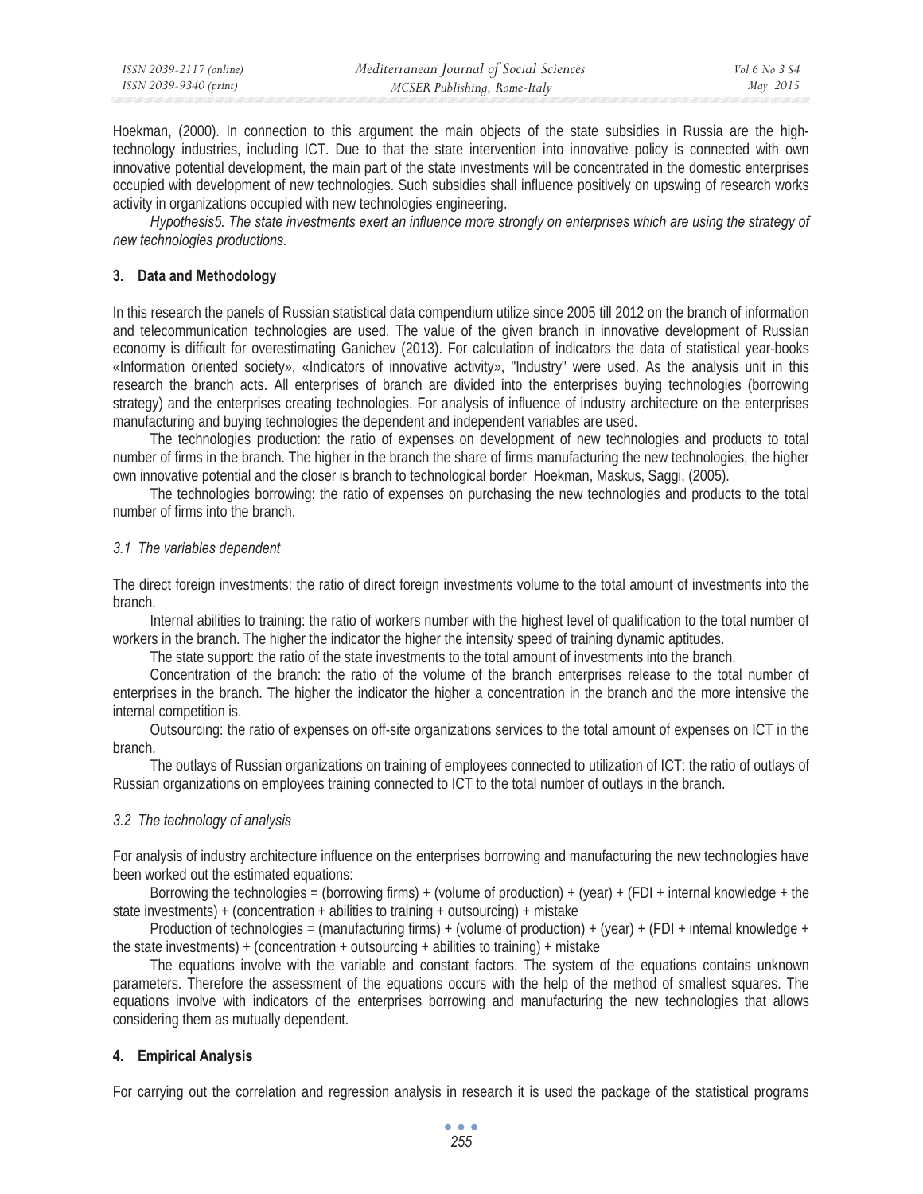Hoekman, (2000). In connection to this argument the main objects of the state subsidies in Russia are the high-technology industries, including ICT. Due to that the state intervention into innovative policy is connected with own innovative potential development, the main part of the state investments will be concentrated in the domestic enterprises occupied with development of new technologies. Such subsidies shall influence positively on upswing of research works activity in organizations occupied with new technologies engineering.

*Hypothesis5. The state investments exert an influence more strongly on enterprises which are using the strategy of new technologies productions.*

## 3. Data and Methodology

In this research the panels of Russian statistical data compendium utilize since 2005 till 2012 on the branch of information and telecommunication technologies are used. The value of the given branch in innovative development of Russian economy is difficult for overestimating Ganichev (2013). For calculation of indicators the data of statistical year-books «Information oriented society», «Indicators of innovative activity», "Industry" were used. As the analysis unit in this research the branch acts. All enterprises of branch are divided into the enterprises buying technologies (borrowing strategy) and the enterprises creating technologies. For analysis of influence of industry architecture on the enterprises manufacturing and buying technologies the dependent and independent variables are used.

The technologies production: the ratio of expenses on development of new technologies and products to total number of firms in the branch. The higher in the branch the share of firms manufacturing the new technologies, the higher own innovative potential and the closer is branch to technological border Hoekman, Maskus, Saggi, (2005).

The technologies borrowing: the ratio of expenses on purchasing the new technologies and products to the total number of firms into the branch.

### *3.1 The variables dependent*

The direct foreign investments: the ratio of direct foreign investments volume to the total amount of investments into the branch.

Internal abilities to training: the ratio of workers number with the highest level of qualification to the total number of workers in the branch. The higher the indicator the higher the intensity speed of training dynamic aptitudes.

The state support: the ratio of the state investments to the total amount of investments into the branch.

Concentration of the branch: the ratio of the volume of the branch enterprises release to the total number of enterprises in the branch. The higher the indicator the higher a concentration in the branch and the more intensive the internal competition is.

Outsourcing: the ratio of expenses on off-site organizations services to the total amount of expenses on ICT in the branch.

The outlays of Russian organizations on training of employees connected to utilization of ICT: the ratio of outlays of Russian organizations on employees training connected to ICT to the total number of outlays in the branch.

### *3.2 The technology of analysis*

For analysis of industry architecture influence on the enterprises borrowing and manufacturing the new technologies have been worked out the estimated equations:

Borrowing the technologies = (borrowing firms) + (volume of production) + (year) + (FDI + internal knowledge + the state investments) + (concentration + abilities to training + outsourcing) + mistake

Production of technologies = (manufacturing firms) + (volume of production) + (year) + (FDI + internal knowledge + the state investments) + (concentration + outsourcing + abilities to training) + mistake

The equations involve with the variable and constant factors. The system of the equations contains unknown parameters. Therefore the assessment of the equations occurs with the help of the method of smallest squares. The equations involve with indicators of the enterprises borrowing and manufacturing the new technologies that allows considering them as mutually dependent.

## 4. Empirical Analysis

For carrying out the correlation and regression analysis in research it is used the package of the statistical programs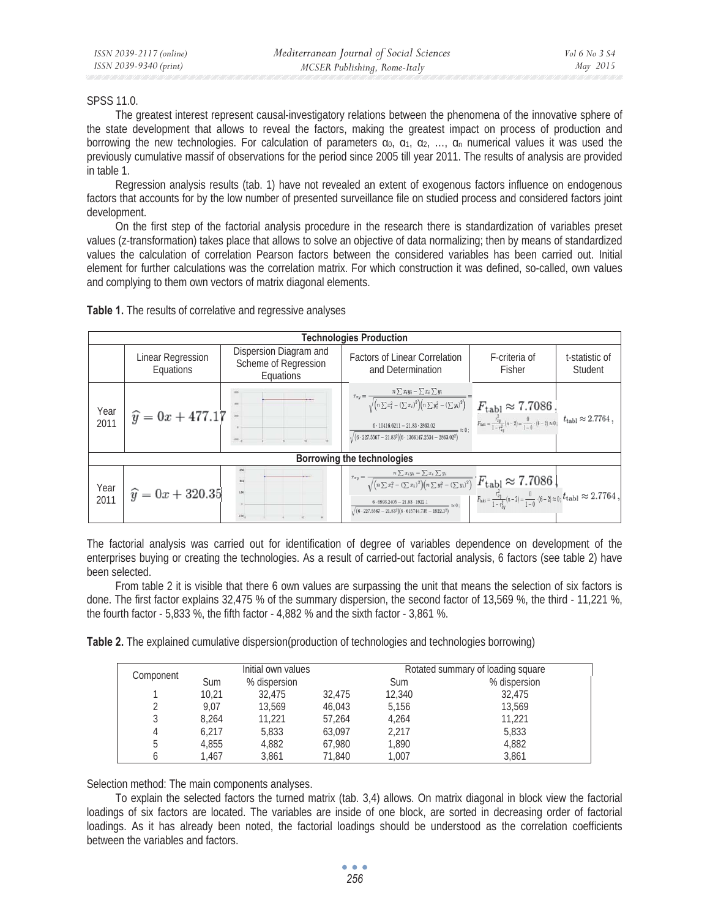SPSS 11.0.

The greatest interest represent causal-investigatory relations between the phenomena of the innovative sphere of the state development that allows to reveal the factors, making the greatest impact on process of production and borrowing the new technologies. For calculation of parameters $\alpha_0$, $\alpha_1$, $\alpha_2$, …, $\alpha_n$ numerical values it was used the previously cumulative massif of observations for the period since 2005 till year 2011. The results of analysis are provided in table 1.

Regression analysis results (tab. 1) have not revealed an extent of exogenous factors influence on endogenous factors that accounts for by the low number of presented surveillance file on studied process and considered factors joint development.

On the first step of the factorial analysis procedure in the research there is standardization of variables preset values (z-transformation) takes place that allows to solve an objective of data normalizing; then by means of standardized values the calculation of correlation Pearson factors between the considered variables has been carried out. Initial element for further calculations was the correlation matrix. For which construction it was defined, so-called, own values and complying to them own vectors of matrix diagonal elements.

**Table 1.** The results of correlative and regressive analyses

| | Linear Regression Equations | Dispersion Diagram and Scheme of Regression Equations | Factors of Linear Correlation and Determination | F-criteria of Fisher | t-statistic of Student |
|---|---|---|---|---|---|
| **Technologies Production** | | | | | |
| Year 2011 | $\widehat{y} = 0x + 477.17$ | | $r_{xy} = \frac{n\sum x_i y_i - \sum x_i \sum y_i}{\sqrt{\left(n\sum x_i^2 - (\sum x_i)^2\right)\left(n\sum y_i^2 - (\sum y_i)^2\right)}} = \frac{6 \cdot 10416.6211 - 21.83 \cdot 2863.02}{\sqrt{(6 \cdot 227.5507 - 21.83^2)(6 \cdot 1366147.2534 - 2863.02^2)}} \approx 0;$ | $F_{\text{tabl}} \approx 7.7086$, $F_{\text{fakt}} = \frac{r_{xy}^2}{1-r_{xy}^2}(n-2) = \frac{0}{1-0} \cdot (6-2) \approx 0;$ | $t_{\text{tabl}} \approx 2.7764$, |
| **Borrowing the technologies** | | | | | |
| Year 2011 | $\widehat{y} = 0x + 320.35$ | | $r_{xy} = \frac{n\sum x_i y_i - \sum x_i \sum y_i}{\sqrt{\left(n\sum x_i^2 - (\sum x_i)^2\right)\left(n\sum y_i^2 - (\sum y_i)^2\right)}} = \frac{6 \cdot 6993.2405 - 21.83 \cdot 1922.1}{\sqrt{(6 \cdot 227.5567 - 21.83^2)(6 \cdot 615744.735 - 1922.1^2)}} \approx 0;$ | $F_{\text{tabl}} \approx 7.7086$, $F_{\text{fakt}} = \frac{r_{xy}^2}{1-r_{xy}^2}(n-2) = \frac{0}{1-0} \cdot (6-2) \approx 0;$ | $t_{\text{tabl}} \approx 2.7764$, |

The factorial analysis was carried out for identification of degree of variables dependence on development of the enterprises buying or creating the technologies. As a result of carried-out factorial analysis, 6 factors (see table 2) have been selected.

From table 2 it is visible that there 6 own values are surpassing the unit that means the selection of six factors is done. The first factor explains 32,475 % of the summary dispersion, the second factor of 13,569 %, the third - 11,221 %, the fourth factor - 5,833 %, the fifth factor - 4,882 % and the sixth factor - 3,861 %.

**Table 2.** The explained cumulative dispersion(production of technologies and technologies borrowing)

| Component | Initial own values | | | Rotated summary of loading square | |
|---|---|---|---|---|---|
| | Sum | % dispersion | | Sum | % dispersion |
| 1 | 10,21 | 32,475 | 32,475 | 12,340 | 32,475 |
| 2 | 9,07 | 13,569 | 46,043 | 5,156 | 13,569 |
| 3 | 8,264 | 11,221 | 57,264 | 4,264 | 11,221 |
| 4 | 6,217 | 5,833 | 63,097 | 2,217 | 5,833 |
| 5 | 4,855 | 4,882 | 67,980 | 1,890 | 4,882 |
| 6 | 1,467 | 3,861 | 71,840 | 1,007 | 3,861 |

Selection method: The main components analyses.

To explain the selected factors the turned matrix (tab. 3,4) allows. On matrix diagonal in block view the factorial loadings of six factors are located. The variables are inside of one block, are sorted in decreasing order of factorial loadings. As it has already been noted, the factorial loadings should be understood as the correlation coefficients between the variables and factors.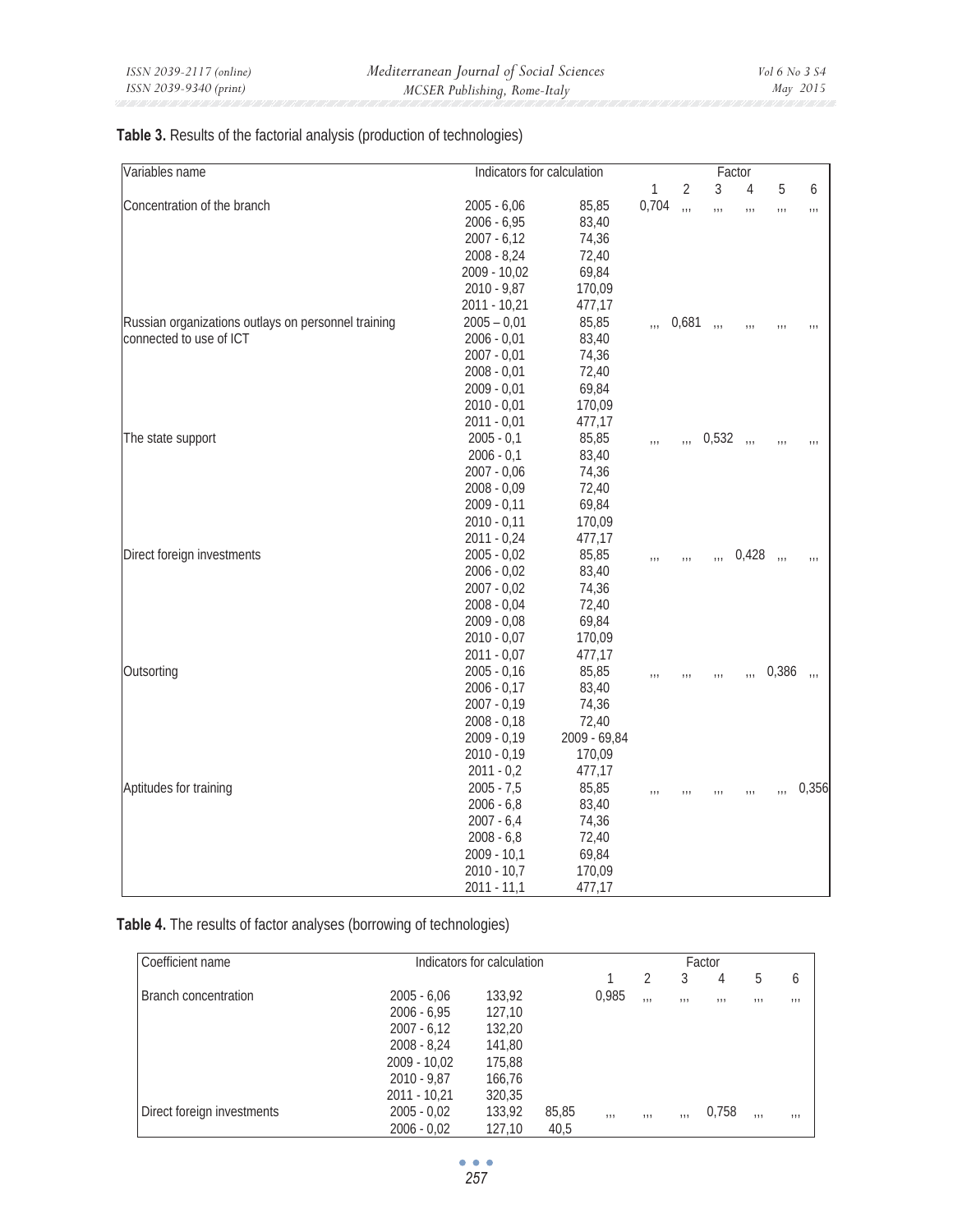**Table 3.** Results of the factorial analysis (production of technologies)

| Variables name | Indicators for calculation | | Factor | | | | | |
|---|---|---|---|---|---|---|---|---|
| | | | 1 | 2 | 3 | 4 | 5 | 6 |
| Concentration of the branch | 2005 - 6,06 | 85,85 | 0,704 | ,,, | ,,, | ,,, | ,,, | ,,, |
| | 2006 - 6,95 | 83,40 | | | | | | |
| | 2007 - 6,12 | 74,36 | | | | | | |
| | 2008 - 8,24 | 72,40 | | | | | | |
| | 2009 - 10,02 | 69,84 | | | | | | |
| | 2010 - 9,87 | 170,09 | | | | | | |
| | 2011 - 10,21 | 477,17 | | | | | | |
| Russian organizations outlays on personnel training connected to use of ICT | 2005 – 0,01 | 85,85 | ,,, | 0,681 | ,,, | ,,, | ,,, | ,,, |
| | 2006 - 0,01 | 83,40 | | | | | | |
| | 2007 - 0,01 | 74,36 | | | | | | |
| | 2008 - 0,01 | 72,40 | | | | | | |
| | 2009 - 0,01 | 69,84 | | | | | | |
| | 2010 - 0,01 | 170,09 | | | | | | |
| | 2011 - 0,01 | 477,17 | | | | | | |
| The state support | 2005 - 0,1 | 85,85 | ,,, | ,,, | 0,532 | ,,, | ,,, | ,,, |
| | 2006 - 0,1 | 83,40 | | | | | | |
| | 2007 - 0,06 | 74,36 | | | | | | |
| | 2008 - 0,09 | 72,40 | | | | | | |
| | 2009 - 0,11 | 69,84 | | | | | | |
| | 2010 - 0,11 | 170,09 | | | | | | |
| | 2011 - 0,24 | 477,17 | | | | | | |
| Direct foreign investments | 2005 - 0,02 | 85,85 | ,,, | ,,, | ,,, | 0,428 | ,,, | ,,, |
| | 2006 - 0,02 | 83,40 | | | | | | |
| | 2007 - 0,02 | 74,36 | | | | | | |
| | 2008 - 0,04 | 72,40 | | | | | | |
| | 2009 - 0,08 | 69,84 | | | | | | |
| | 2010 - 0,07 | 170,09 | | | | | | |
| | 2011 - 0,07 | 477,17 | | | | | | |
| Outsorting | 2005 - 0,16 | 85,85 | ,,, | ,,, | ,,, | ,,, | 0,386 | ,,, |
| | 2006 - 0,17 | 83,40 | | | | | | |
| | 2007 - 0,19 | 74,36 | | | | | | |
| | 2008 - 0,18 | 72,40 | | | | | | |
| | 2009 - 0,19 | 2009 - 69,84 | | | | | | |
| | 2010 - 0,19 | 170,09 | | | | | | |
| | 2011 - 0,2 | 477,17 | | | | | | |
| Aptitudes for training | 2005 - 7,5 | 85,85 | ,,, | ,,, | ,,, | ,,, | ,,, | 0,356 |
| | 2006 - 6,8 | 83,40 | | | | | | |
| | 2007 - 6,4 | 74,36 | | | | | | |
| | 2008 - 6,8 | 72,40 | | | | | | |
| | 2009 - 10,1 | 69,84 | | | | | | |
| | 2010 - 10,7 | 170,09 | | | | | | |
| | 2011 - 11,1 | 477,17 | | | | | | |

**Table 4.** The results of factor analyses (borrowing of technologies)

| Coefficient name | Indicators for calculation | | | Factor | | | | | |
|---|---|---|---|---|---|---|---|---|---|
| | | | | 1 | 2 | 3 | 4 | 5 | 6 |
| Branch concentration | 2005 - 6,06 | 133,92 | | 0,985 | ,,, | ,,, | ,,, | ,,, | ,,, |
| | 2006 - 6,95 | 127,10 | | | | | | | |
| | 2007 - 6,12 | 132,20 | | | | | | | |
| | 2008 - 8,24 | 141,80 | | | | | | | |
| | 2009 - 10,02 | 175,88 | | | | | | | |
| | 2010 - 9,87 | 166,76 | | | | | | | |
| | 2011 - 10,21 | 320,35 | | | | | | | |
| Direct foreign investments | 2005 - 0,02 | 133,92 | 85,85 | ,,, | ,,, | ,,, | 0,758 | ,,, | ,,, |
| | 2006 - 0,02 | 127,10 | 40,5 | | | | | | |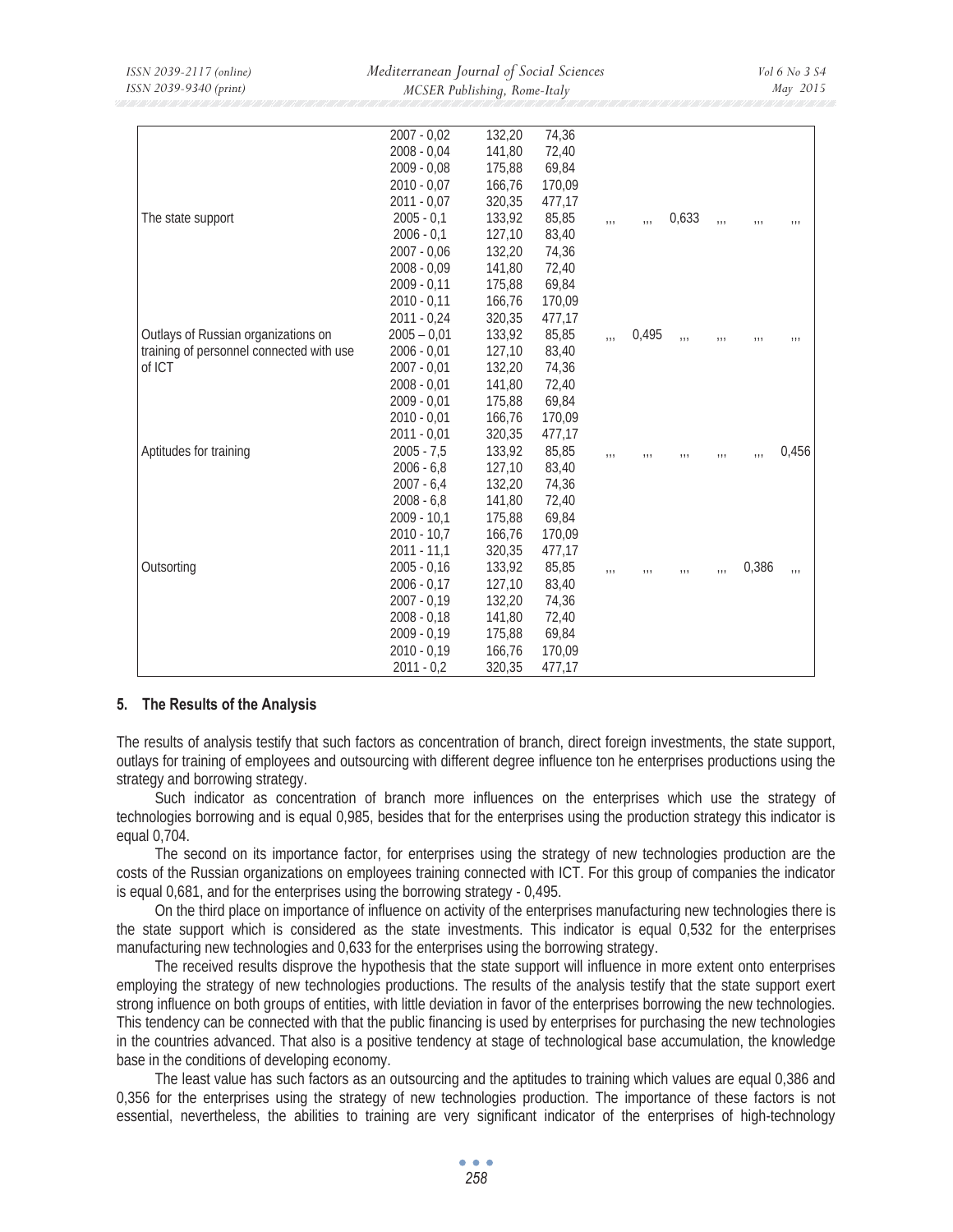|  |  |  |  |  |  |  |  |  |  |
|---|---|---|---|---|---|---|---|---|---|
|  | 2007 - 0,02 | 132,20 | 74,36 |  |  |  |  |  |  |
|  | 2008 - 0,04 | 141,80 | 72,40 |  |  |  |  |  |  |
|  | 2009 - 0,08 | 175,88 | 69,84 |  |  |  |  |  |  |
|  | 2010 - 0,07 | 166,76 | 170,09 |  |  |  |  |  |  |
|  | 2011 - 0,07 | 320,35 | 477,17 |  |  |  |  |  |  |
| The state support | 2005 - 0,1 | 133,92 | 85,85 | ,,, | ,,, | 0,633 | ,,, | ,,, | ,,, |
|  | 2006 - 0,1 | 127,10 | 83,40 |  |  |  |  |  |  |
|  | 2007 - 0,06 | 132,20 | 74,36 |  |  |  |  |  |  |
|  | 2008 - 0,09 | 141,80 | 72,40 |  |  |  |  |  |  |
|  | 2009 - 0,11 | 175,88 | 69,84 |  |  |  |  |  |  |
|  | 2010 - 0,11 | 166,76 | 170,09 |  |  |  |  |  |  |
|  | 2011 - 0,24 | 320,35 | 477,17 |  |  |  |  |  |  |
| Outlays of Russian organizations on training of personnel connected with use of ICT | 2005 – 0,01 | 133,92 | 85,85 | ,,, | 0,495 | ,,, | ,,, | ,,, | ,,, |
|  | 2006 - 0,01 | 127,10 | 83,40 |  |  |  |  |  |  |
|  | 2007 - 0,01 | 132,20 | 74,36 |  |  |  |  |  |  |
|  | 2008 - 0,01 | 141,80 | 72,40 |  |  |  |  |  |  |
|  | 2009 - 0,01 | 175,88 | 69,84 |  |  |  |  |  |  |
|  | 2010 - 0,01 | 166,76 | 170,09 |  |  |  |  |  |  |
|  | 2011 - 0,01 | 320,35 | 477,17 |  |  |  |  |  |  |
| Aptitudes for training | 2005 - 7,5 | 133,92 | 85,85 | ,,, | ,,, | ,,, | ,,, | ,,, | 0,456 |
|  | 2006 - 6,8 | 127,10 | 83,40 |  |  |  |  |  |  |
|  | 2007 - 6,4 | 132,20 | 74,36 |  |  |  |  |  |  |
|  | 2008 - 6,8 | 141,80 | 72,40 |  |  |  |  |  |  |
|  | 2009 - 10,1 | 175,88 | 69,84 |  |  |  |  |  |  |
|  | 2010 - 10,7 | 166,76 | 170,09 |  |  |  |  |  |  |
|  | 2011 - 11,1 | 320,35 | 477,17 |  |  |  |  |  |  |
| Outsorting | 2005 - 0,16 | 133,92 | 85,85 | ,,, | ,,, | ,,, | ,,, | 0,386 | ,,, |
|  | 2006 - 0,17 | 127,10 | 83,40 |  |  |  |  |  |  |
|  | 2007 - 0,19 | 132,20 | 74,36 |  |  |  |  |  |  |
|  | 2008 - 0,18 | 141,80 | 72,40 |  |  |  |  |  |  |
|  | 2009 - 0,19 | 175,88 | 69,84 |  |  |  |  |  |  |
|  | 2010 - 0,19 | 166,76 | 170,09 |  |  |  |  |  |  |
|  | 2011 - 0,2 | 320,35 | 477,17 |  |  |  |  |  |  |

## 5. The Results of the Analysis

The results of analysis testify that such factors as concentration of branch, direct foreign investments, the state support, outlays for training of employees and outsourcing with different degree influence ton he enterprises productions using the strategy and borrowing strategy.

Such indicator as concentration of branch more influences on the enterprises which use the strategy of technologies borrowing and is equal 0,985, besides that for the enterprises using the production strategy this indicator is equal 0,704.

The second on its importance factor, for enterprises using the strategy of new technologies production are the costs of the Russian organizations on employees training connected with ICT. For this group of companies the indicator is equal 0,681, and for the enterprises using the borrowing strategy - 0,495.

On the third place on importance of influence on activity of the enterprises manufacturing new technologies there is the state support which is considered as the state investments. This indicator is equal 0,532 for the enterprises manufacturing new technologies and 0,633 for the enterprises using the borrowing strategy.

The received results disprove the hypothesis that the state support will influence in more extent onto enterprises employing the strategy of new technologies productions. The results of the analysis testify that the state support exert strong influence on both groups of entities, with little deviation in favor of the enterprises borrowing the new technologies. This tendency can be connected with that the public financing is used by enterprises for purchasing the new technologies in the countries advanced. That also is a positive tendency at stage of technological base accumulation, the knowledge base in the conditions of developing economy.

The least value has such factors as an outsourcing and the aptitudes to training which values are equal 0,386 and 0,356 for the enterprises using the strategy of new technologies production. The importance of these factors is not essential, nevertheless, the abilities to training are very significant indicator of the enterprises of high-technology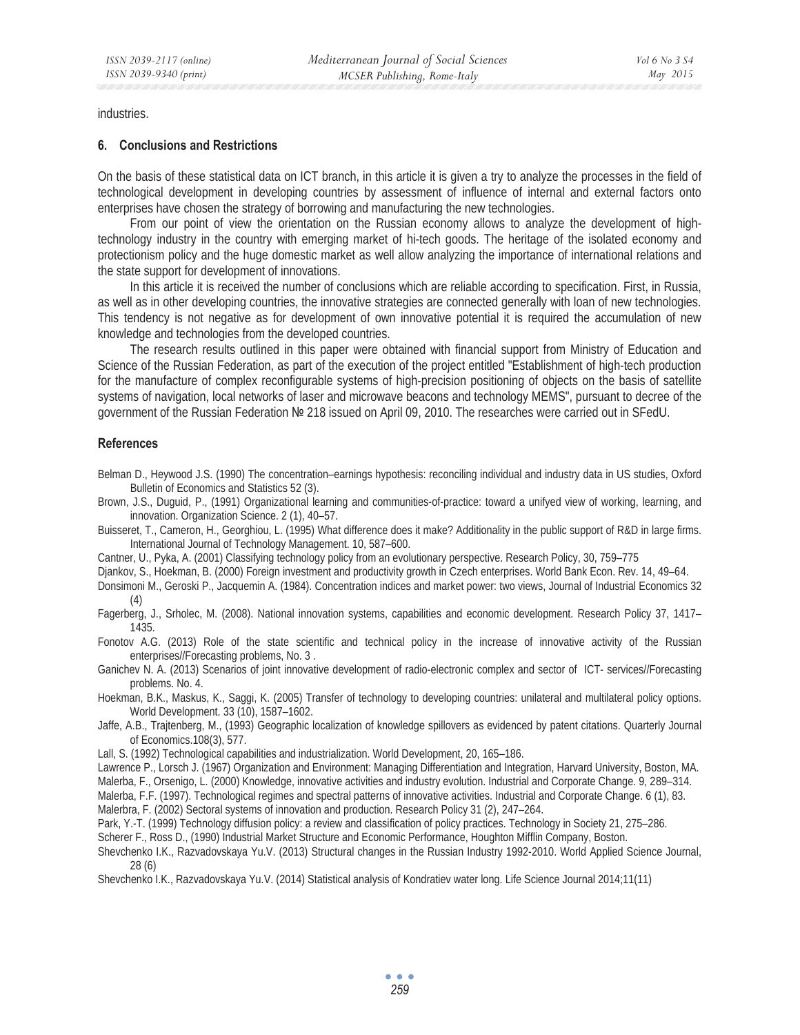industries.

## 6. Conclusions and Restrictions

On the basis of these statistical data on ICT branch, in this article it is given a try to analyze the processes in the field of technological development in developing countries by assessment of influence of internal and external factors onto enterprises have chosen the strategy of borrowing and manufacturing the new technologies.

From our point of view the orientation on the Russian economy allows to analyze the development of high-technology industry in the country with emerging market of hi-tech goods. The heritage of the isolated economy and protectionism policy and the huge domestic market as well allow analyzing the importance of international relations and the state support for development of innovations.

In this article it is received the number of conclusions which are reliable according to specification. First, in Russia, as well as in other developing countries, the innovative strategies are connected generally with loan of new technologies. This tendency is not negative as for development of own innovative potential it is required the accumulation of new knowledge and technologies from the developed countries.

The research results outlined in this paper were obtained with financial support from Ministry of Education and Science of the Russian Federation, as part of the execution of the project entitled "Establishment of high-tech production for the manufacture of complex reconfigurable systems of high-precision positioning of objects on the basis of satellite systems of navigation, local networks of laser and microwave beacons and technology MEMS", pursuant to decree of the government of the Russian Federation № 218 issued on April 09, 2010. The researches were carried out in SFedU.

## References

Belman D., Heywood J.S. (1990) The concentration–earnings hypothesis: reconciling individual and industry data in US studies, Oxford Bulletin of Economics and Statistics 52 (3).

Brown, J.S., Duguid, P., (1991) Organizational learning and communities-of-practice: toward a unifyed view of working, learning, and innovation. Organization Science. 2 (1), 40–57.

Buisseret, T., Cameron, H., Georghiou, L. (1995) What difference does it make? Additionality in the public support of R&D in large firms. International Journal of Technology Management. 10, 587–600.

Cantner, U., Pyka, A. (2001) Classifying technology policy from an evolutionary perspective. Research Policy, 30, 759–775

Djankov, S., Hoekman, B. (2000) Foreign investment and productivity growth in Czech enterprises. World Bank Econ. Rev. 14, 49–64.

Donsimoni M., Geroski P., Jacquemin A. (1984). Concentration indices and market power: two views, Journal of Industrial Economics 32 (4)

Fagerberg, J., Srholec, M. (2008). National innovation systems, capabilities and economic development. Research Policy 37, 1417–1435.

Fonotov A.G. (2013) Role of the state scientific and technical policy in the increase of innovative activity of the Russian enterprises//Forecasting problems, No. 3 .

Ganichev N. A. (2013) Scenarios of joint innovative development of radio-electronic complex and sector of ICT- services//Forecasting problems. No. 4.

Hoekman, B.K., Maskus, K., Saggi, K. (2005) Transfer of technology to developing countries: unilateral and multilateral policy options. World Development. 33 (10), 1587–1602.

Jaffe, A.B., Trajtenberg, M., (1993) Geographic localization of knowledge spillovers as evidenced by patent citations. Quarterly Journal of Economics.108(3), 577.

Lall, S. (1992) Technological capabilities and industrialization. World Development, 20, 165–186.

Lawrence P., Lorsch J. (1967) Organization and Environment: Managing Differentiation and Integration, Harvard University, Boston, MA.

Malerba, F., Orsenigo, L. (2000) Knowledge, innovative activities and industry evolution. Industrial and Corporate Change. 9, 289–314.

Malerba, F.F. (1997). Technological regimes and spectral patterns of innovative activities. Industrial and Corporate Change. 6 (1), 83.

Malerbra, F. (2002) Sectoral systems of innovation and production. Research Policy 31 (2), 247–264.

Park, Y.-T. (1999) Technology diffusion policy: a review and classification of policy practices. Technology in Society 21, 275–286.

Scherer F., Ross D., (1990) Industrial Market Structure and Economic Performance, Houghton Mifflin Company, Boston.

Shevchenko I.K., Razvadovskaya Yu.V. (2013) Structural changes in the Russian Industry 1992-2010. World Applied Science Journal, 28 (6)

Shevchenko I.K., Razvadovskaya Yu.V. (2014) Statistical analysis of Kondratiev water long. Life Science Journal 2014;11(11)